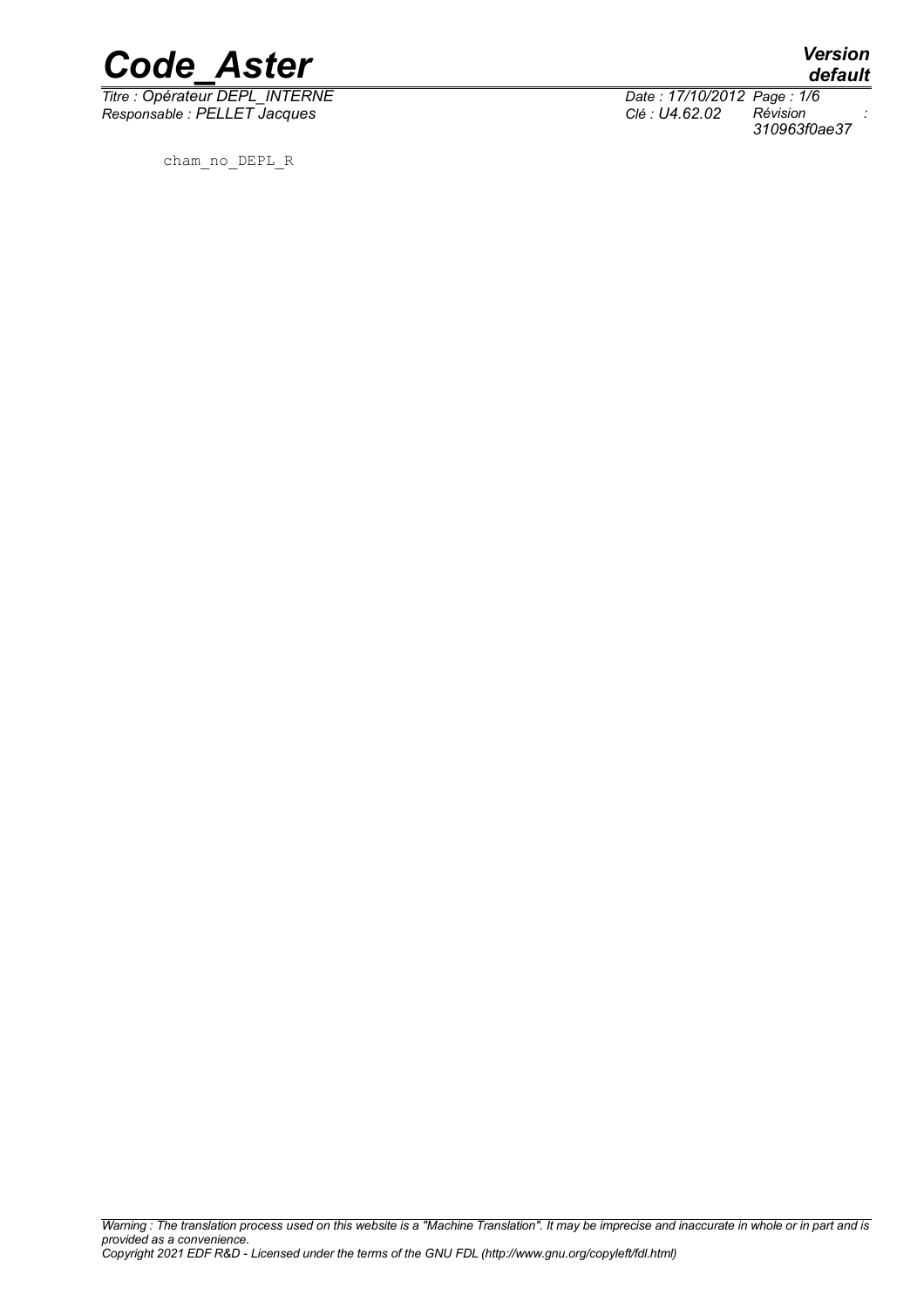cham_no_DEPL_R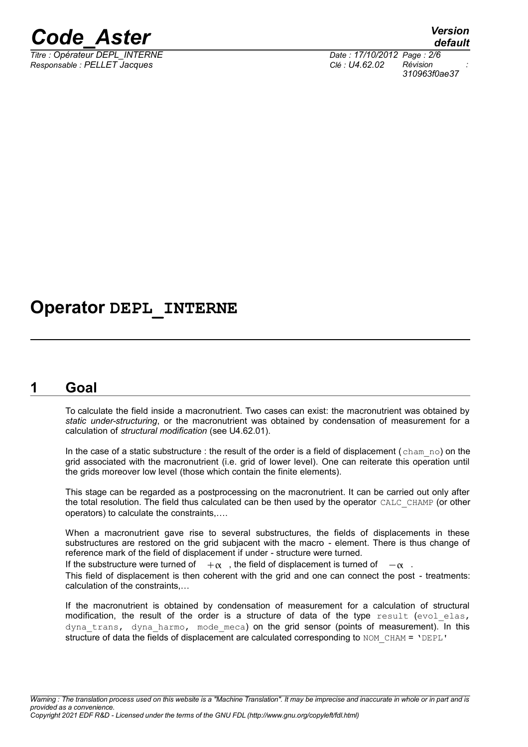# Operator DEPL_INTERNE

## 1 Goal

To calculate the field inside a macronutrient. Two cases can exist: the macronutrient was obtained by *static under-structuring*, or the macronutrient was obtained by condensation of measurement for a calculation of *structural modification* (see U4.62.01).

In the case of a static substructure : the result of the order is a field of displacement (cham_no) on the grid associated with the macronutrient (i.e. grid of lower level). One can reiterate this operation until the grids moreover low level (those which contain the finite elements).

This stage can be regarded as a postprocessing on the macronutrient. It can be carried out only after the total resolution. The field thus calculated can be then used by the operator CALC_CHAMP (or other operators) to calculate the constraints,….

When a macronutrient gave rise to several substructures, the fields of displacements in these substructures are restored on the grid subjacent with the macro - element. There is thus change of reference mark of the field of displacement if under - structure were turned.

If the substructure were turned of $+\alpha$ , the field of displacement is turned of $-\alpha$ .

This field of displacement is then coherent with the grid and one can connect the post - treatments: calculation of the constraints,…

If the macronutrient is obtained by condensation of measurement for a calculation of structural modification, the result of the order is a structure of data of the type result (evol_elas, dyna_trans, dyna_harmo, mode_meca) on the grid sensor (points of measurement). In this structure of data the fields of displacement are calculated corresponding to NOM_CHAM = 'DEPL'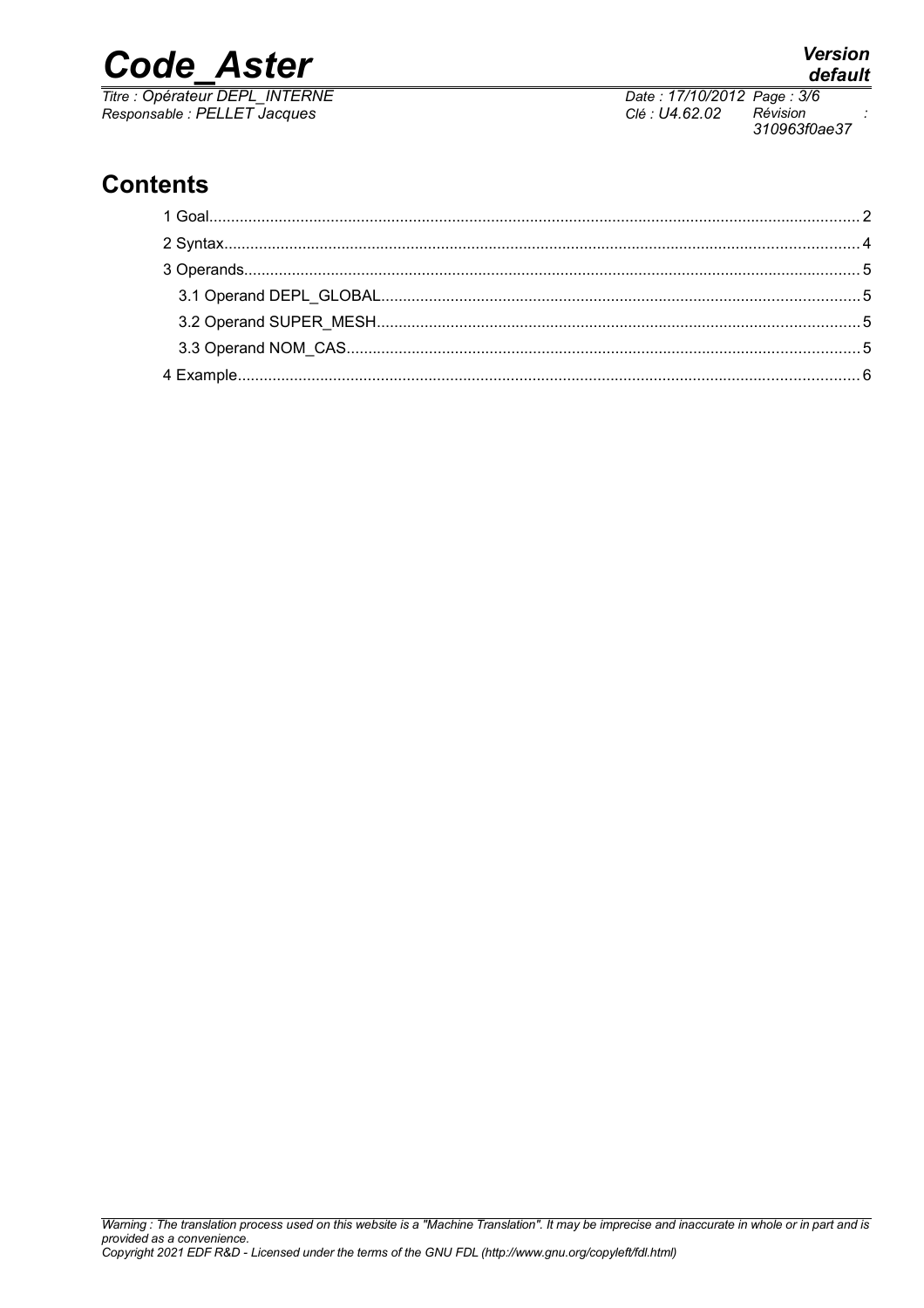## Contents

1 Goal........................................................................................................................................ 2

2 Syntax...................................................................................................................................... 4

3 Operands.................................................................................................................................. 5

3.1 Operand DEPL_GLOBAL.................................................................................................... 5

3.2 Operand SUPER_MESH..................................................................................................... 5

3.3 Operand NOM_CAS............................................................................................................ 5

4 Example.................................................................................................................................... 6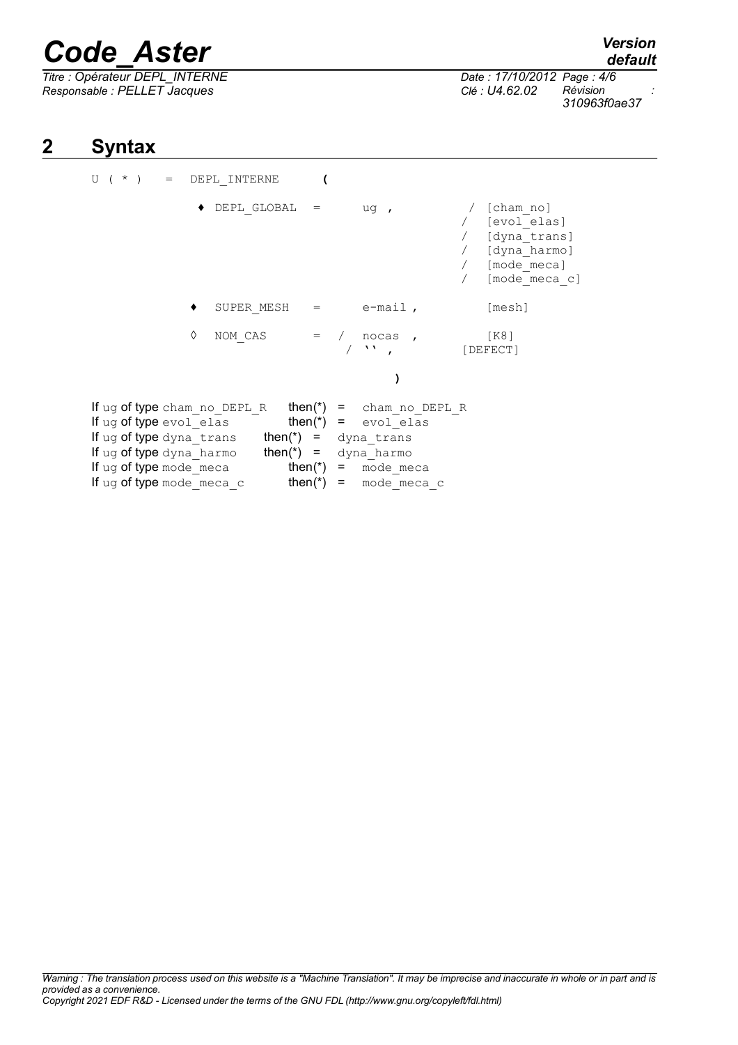## 2 Syntax

```
U ( * )  =  DEPL_INTERNE      (

          ♦ DEPL_GLOBAL  =     ug ,          / [cham_no]
                                             / [evol_elas]
                                             / [dyna_trans]
                                             / [dyna_harmo]
                                             / [mode_meca]
                                             / [mode_meca_c]

          ♦  SUPER_MESH  =     e-mail ,        [mesh]

          ◊  NOM_CAS     =  /  nocas ,         [K8]
                            / '' ,           [DEFECT]

                                  )
```

If ug of type cham_no_DEPL_R then(*) = cham_no_DEPL_R
If ug of type evol_elas then(*) = evol_elas
If ug of type dyna_trans then(*) = dyna_trans
If ug of type dyna_harmo then(*) = dyna_harmo
If ug of type mode_meca then(*) = mode_meca
If ug of type mode_meca_c then(*) = mode_meca_c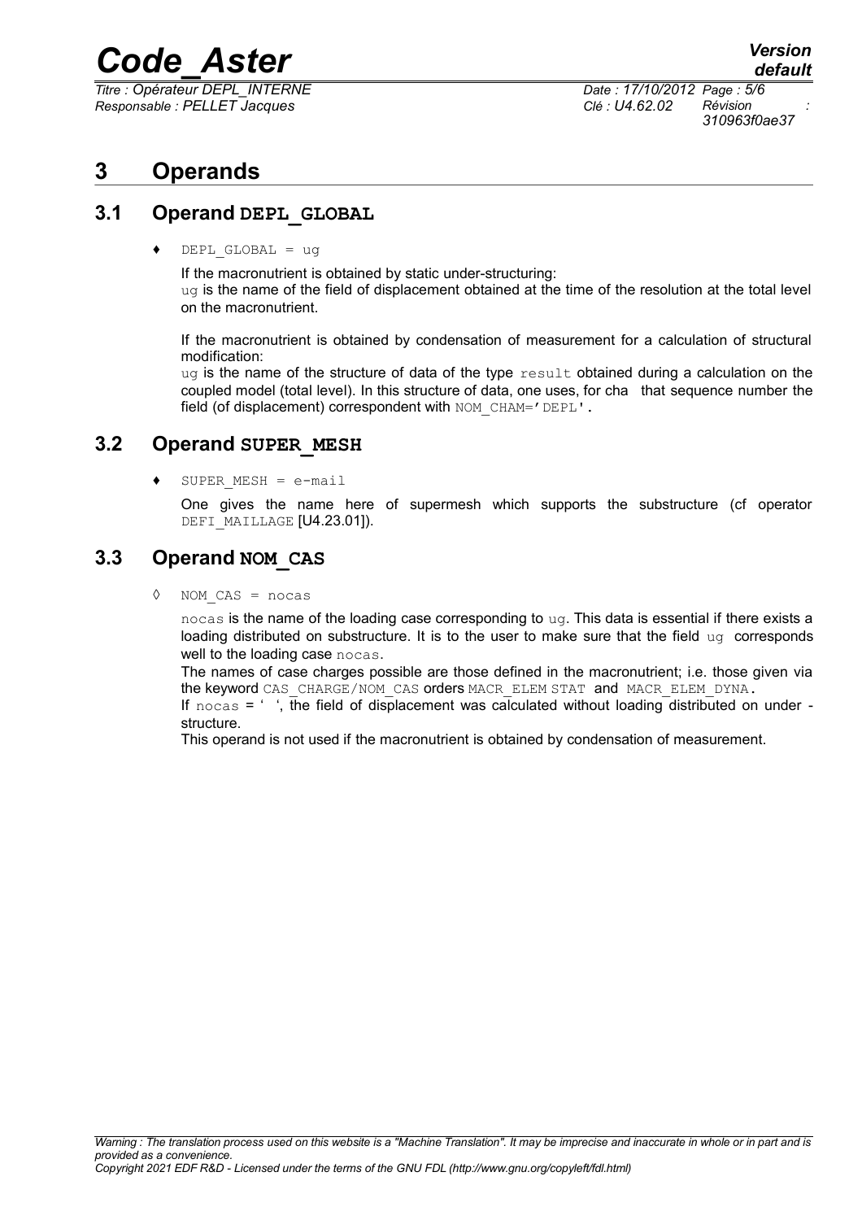# 3 Operands

## 3.1 Operand DEPL_GLOBAL

♦ DEPL_GLOBAL = ug

If the macronutrient is obtained by static under-structuring:
ug is the name of the field of displacement obtained at the time of the resolution at the total level on the macronutrient.

If the macronutrient is obtained by condensation of measurement for a calculation of structural modification:
ug is the name of the structure of data of the type result obtained during a calculation on the coupled model (total level). In this structure of data, one uses, for cha that sequence number the field (of displacement) correspondent with NOM_CHAM='DEPL'.

## 3.2 Operand SUPER_MESH

♦ SUPER_MESH = e-mail

One gives the name here of supermesh which supports the substructure (cf operator DEFI_MAILLAGE [U4.23.01]).

## 3.3 Operand NOM_CAS

◊ NOM_CAS = nocas

nocas is the name of the loading case corresponding to ug. This data is essential if there exists a loading distributed on substructure. It is to the user to make sure that the field ug corresponds well to the loading case nocas.
The names of case charges possible are those defined in the macronutrient; i.e. those given via the keyword CAS_CHARGE/NOM_CAS orders MACR_ELEM_STAT and MACR_ELEM_DYNA.
If nocas = ' ', the field of displacement was calculated without loading distributed on under - structure.
This operand is not used if the macronutrient is obtained by condensation of measurement.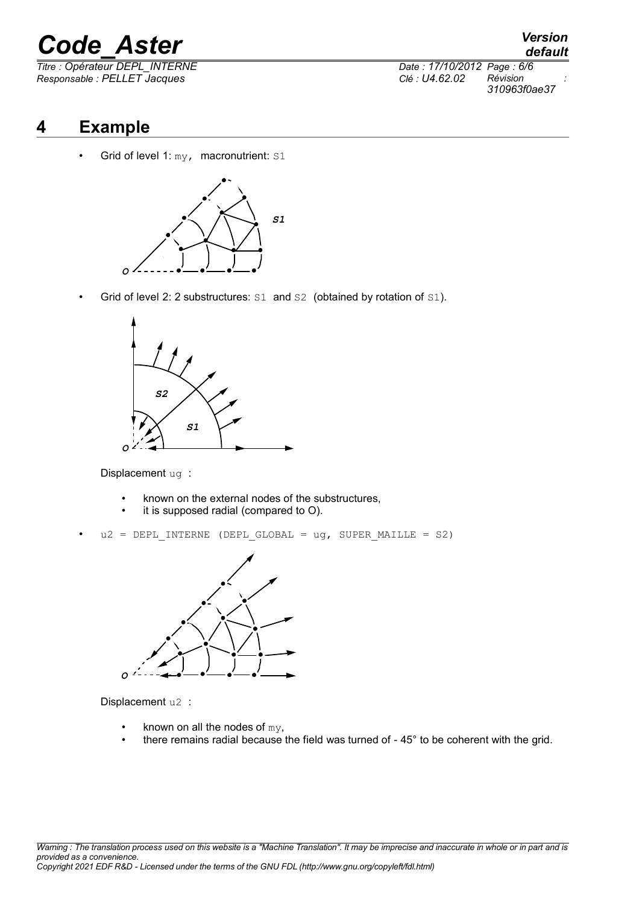# 4 Example

- Grid of level 1: `my`, macronutrient: `S1`

S1

O

- Grid of level 2: 2 substructures: `S1` and `S2` (obtained by rotation of `S1`).

S2

S1

O

Displacement `ug` :

  - known on the external nodes of the substructures,
  - it is supposed radial (compared to O).

- `u2 = DEPL_INTERNE (DEPL_GLOBAL = ug, SUPER_MAILLE = S2)`

O

Displacement `u2` :

  - known on all the nodes of `my`,
  - there remains radial because the field was turned of - 45° to be coherent with the grid.